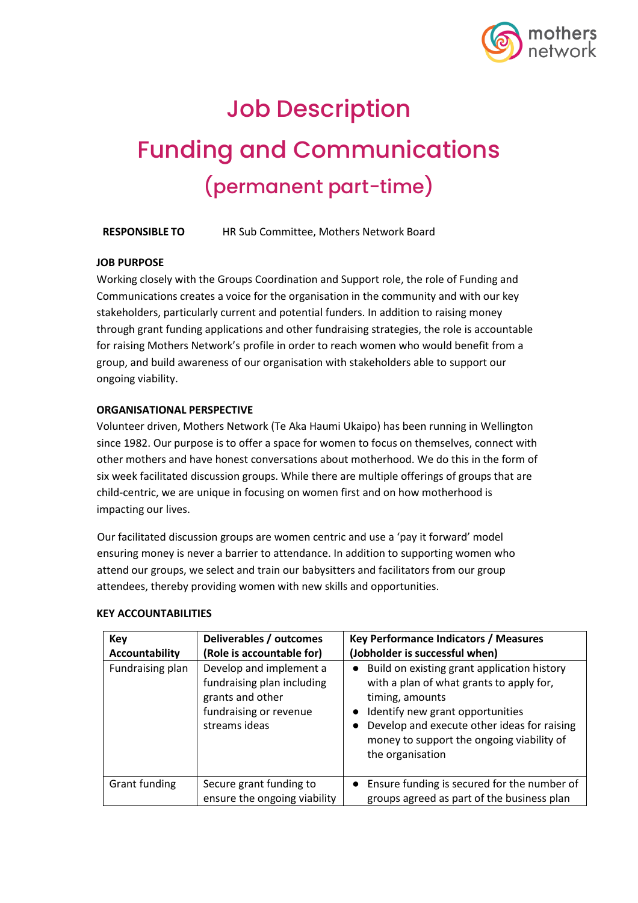# Job Description

# Funding and Communications

## (permanent part-time)

**RESPONSIBLE TO** HR Sub Committee, Mothers Network Board

**JOB PURPOSE**

Working closely with the Groups Coordination and Support role, the role of Funding and Communications creates a voice for the organisation in the community and with our key stakeholders, particularly current and potential funders. In addition to raising money through grant funding applications and other fundraising strategies, the role is accountable for raising Mothers Network's profile in order to reach women who would benefit from a group, and build awareness of our organisation with stakeholders able to support our ongoing viability.

**ORGANISATIONAL PERSPECTIVE**

Volunteer driven, Mothers Network (Te Aka Haumi Ukaipo) has been running in Wellington since 1982. Our purpose is to offer a space for women to focus on themselves, connect with other mothers and have honest conversations about motherhood. We do this in the form of six week facilitated discussion groups. While there are multiple offerings of groups that are child-centric, we are unique in focusing on women first and on how motherhood is impacting our lives.

Our facilitated discussion groups are women centric and use a 'pay it forward' model ensuring money is never a barrier to attendance. In addition to supporting women who attend our groups, we select and train our babysitters and facilitators from our group attendees, thereby providing women with new skills and opportunities.

**KEY ACCOUNTABILITIES**

| Key Accountability | Deliverables / outcomes (Role is accountable for) | Key Performance Indicators / Measures (Jobholder is successful when) |
|---|---|---|
| Fundraising plan | Develop and implement a fundraising plan including grants and other fundraising or revenue streams ideas | • Build on existing grant application history with a plan of what grants to apply for, timing, amounts<br>• Identify new grant opportunities<br>• Develop and execute other ideas for raising money to support the ongoing viability of the organisation |
| Grant funding | Secure grant funding to ensure the ongoing viability | • Ensure funding is secured for the number of groups agreed as part of the business plan |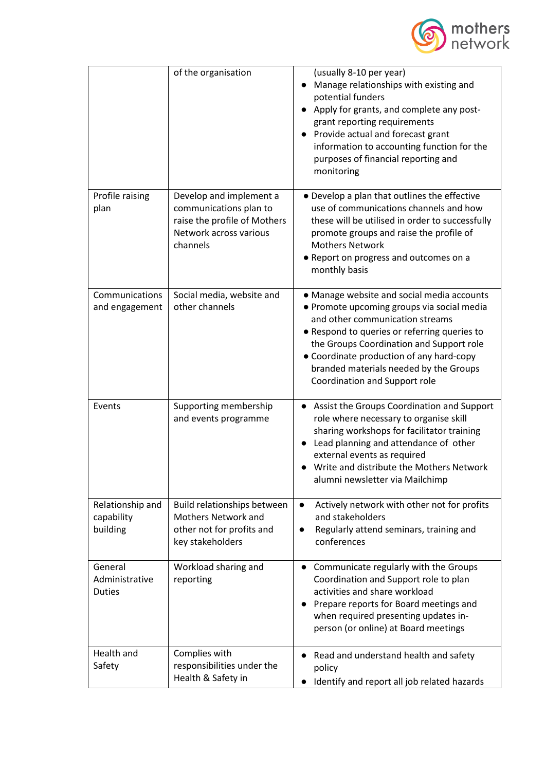| | | |
|---|---|---|
| | of the organisation | (usually 8-10 per year)<br>● Manage relationships with existing and potential funders<br>● Apply for grants, and complete any post-grant reporting requirements<br>● Provide actual and forecast grant information to accounting function for the purposes of financial reporting and monitoring |
| Profile raising plan | Develop and implement a communications plan to raise the profile of Mothers Network across various channels | ● Develop a plan that outlines the effective use of communications channels and how these will be utilised in order to successfully promote groups and raise the profile of Mothers Network<br>● Report on progress and outcomes on a monthly basis |
| Communications and engagement | Social media, website and other channels | ● Manage website and social media accounts<br>● Promote upcoming groups via social media and other communication streams<br>● Respond to queries or referring queries to the Groups Coordination and Support role<br>● Coordinate production of any hard-copy branded materials needed by the Groups Coordination and Support role |
| Events | Supporting membership and events programme | ● Assist the Groups Coordination and Support role where necessary to organise skill sharing workshops for facilitator training<br>● Lead planning and attendance of other external events as required<br>● Write and distribute the Mothers Network alumni newsletter via Mailchimp |
| Relationship and capability building | Build relationships between Mothers Network and other not for profits and key stakeholders | ● Actively network with other not for profits and stakeholders<br>● Regularly attend seminars, training and conferences |
| General Administrative Duties | Workload sharing and reporting | ● Communicate regularly with the Groups Coordination and Support role to plan activities and share workload<br>● Prepare reports for Board meetings and when required presenting updates in-person (or online) at Board meetings |
| Health and Safety | Complies with responsibilities under the Health & Safety in | ● Read and understand health and safety policy<br>● Identify and report all job related hazards |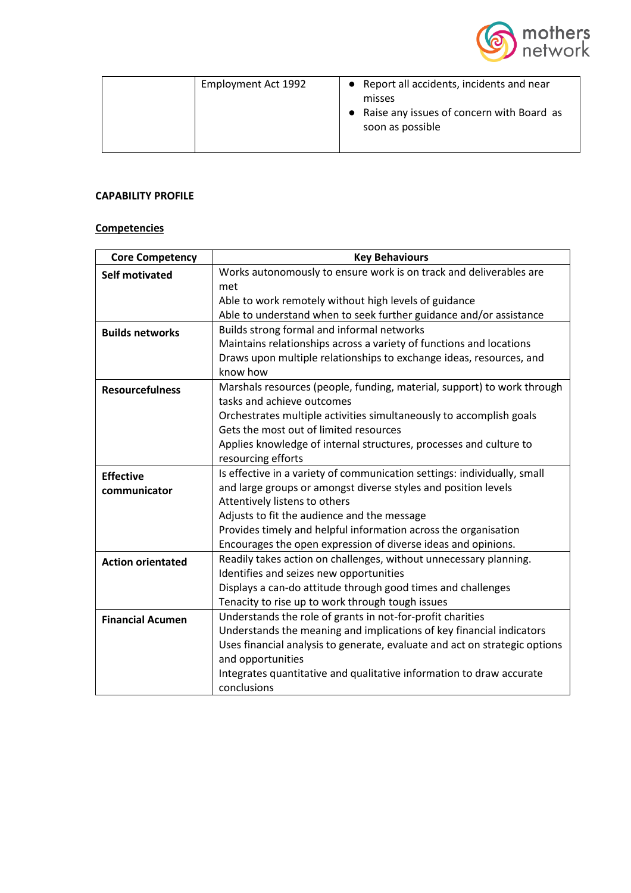| | Employment Act 1992 | • Report all accidents, incidents and near misses<br>• Raise any issues of concern with Board as soon as possible |
|---|---|---|

**CAPABILITY PROFILE**

**Competencies**

| Core Competency | Key Behaviours |
|---|---|
| **Self motivated** | Works autonomously to ensure work is on track and deliverables are met<br>Able to work remotely without high levels of guidance<br>Able to understand when to seek further guidance and/or assistance |
| **Builds networks** | Builds strong formal and informal networks<br>Maintains relationships across a variety of functions and locations<br>Draws upon multiple relationships to exchange ideas, resources, and know how |
| **Resourcefulness** | Marshals resources (people, funding, material, support) to work through tasks and achieve outcomes<br>Orchestrates multiple activities simultaneously to accomplish goals<br>Gets the most out of limited resources<br>Applies knowledge of internal structures, processes and culture to resourcing efforts |
| **Effective communicator** | Is effective in a variety of communication settings: individually, small and large groups or amongst diverse styles and position levels<br>Attentively listens to others<br>Adjusts to fit the audience and the message<br>Provides timely and helpful information across the organisation<br>Encourages the open expression of diverse ideas and opinions. |
| **Action orientated** | Readily takes action on challenges, without unnecessary planning.<br>Identifies and seizes new opportunities<br>Displays a can-do attitude through good times and challenges<br>Tenacity to rise up to work through tough issues |
| **Financial Acumen** | Understands the role of grants in not-for-profit charities<br>Understands the meaning and implications of key financial indicators<br>Uses financial analysis to generate, evaluate and act on strategic options and opportunities<br>Integrates quantitative and qualitative information to draw accurate conclusions |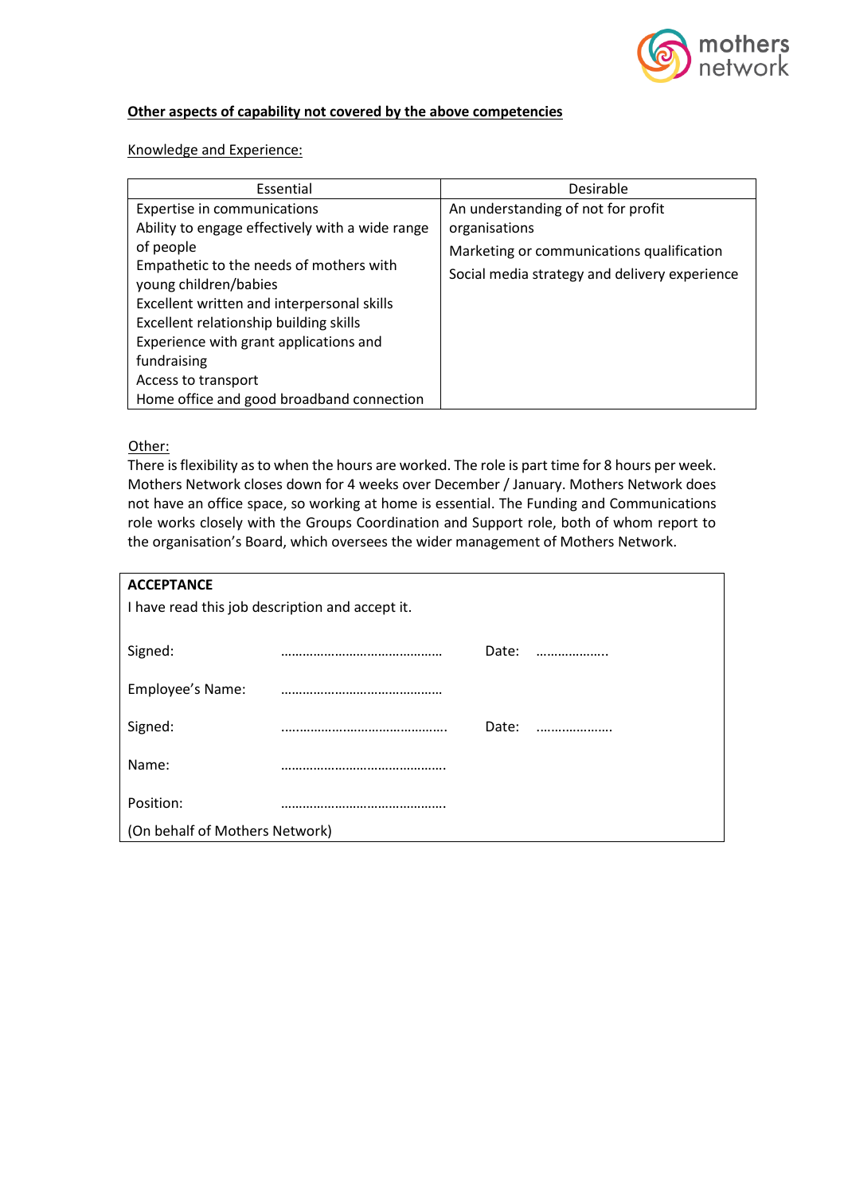**Other aspects of capability not covered by the above competencies**

Knowledge and Experience:

| Essential | Desirable |
|---|---|
| Expertise in communications<br>Ability to engage effectively with a wide range of people<br>Empathetic to the needs of mothers with young children/babies<br>Excellent written and interpersonal skills<br>Excellent relationship building skills<br>Experience with grant applications and fundraising<br>Access to transport<br>Home office and good broadband connection | An understanding of not for profit organisations<br>Marketing or communications qualification<br>Social media strategy and delivery experience |

Other:

There is flexibility as to when the hours are worked. The role is part time for 8 hours per week. Mothers Network closes down for 4 weeks over December / January. Mothers Network does not have an office space, so working at home is essential. The Funding and Communications role works closely with the Groups Coordination and Support role, both of whom report to the organisation's Board, which oversees the wider management of Mothers Network.

**ACCEPTANCE**

I have read this job description and accept it.

Signed: ……………………………………… Date: ………………..

Employee's Name: ………………………………………

Signed: ………………………………………. Date: …………………

Name: ……………………………………….

Position: ……………………………………….

(On behalf of Mothers Network)